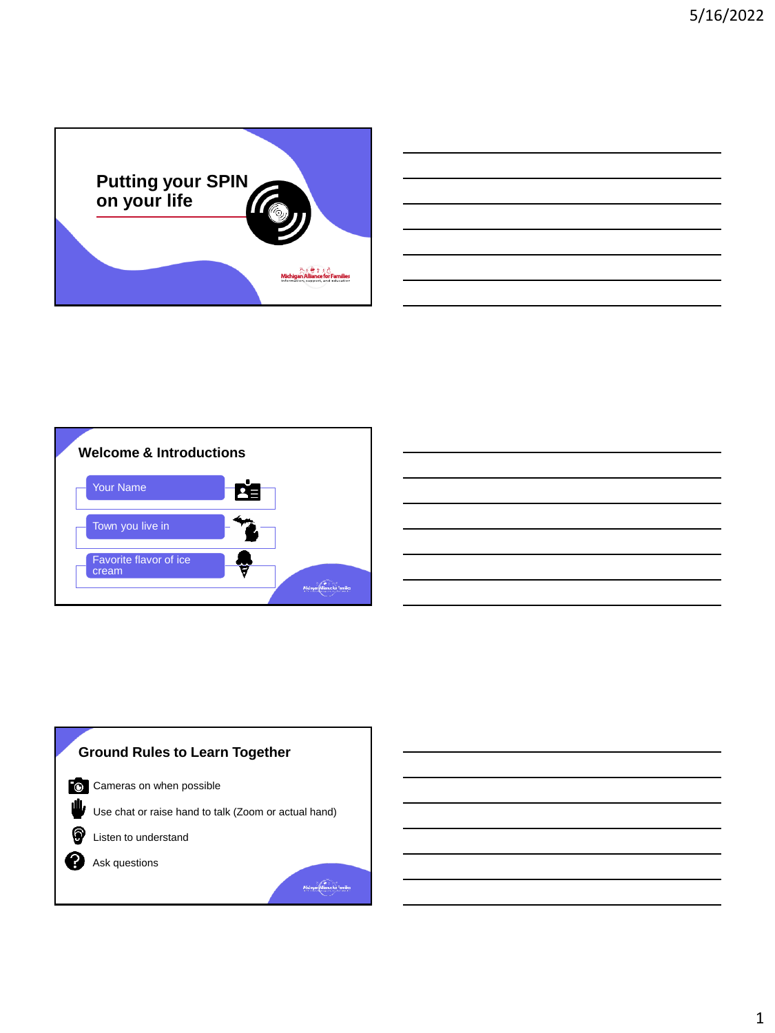# Putting your SPIN on your life

Michigan Alliance for Families
Information, support, and education

## Welcome & Introductions

- Your Name
- Town you live in
- Favorite flavor of ice cream

## Ground Rules to Learn Together

- Cameras on when possible
- Use chat or raise hand to talk (Zoom or actual hand)
- Listen to understand
- Ask questions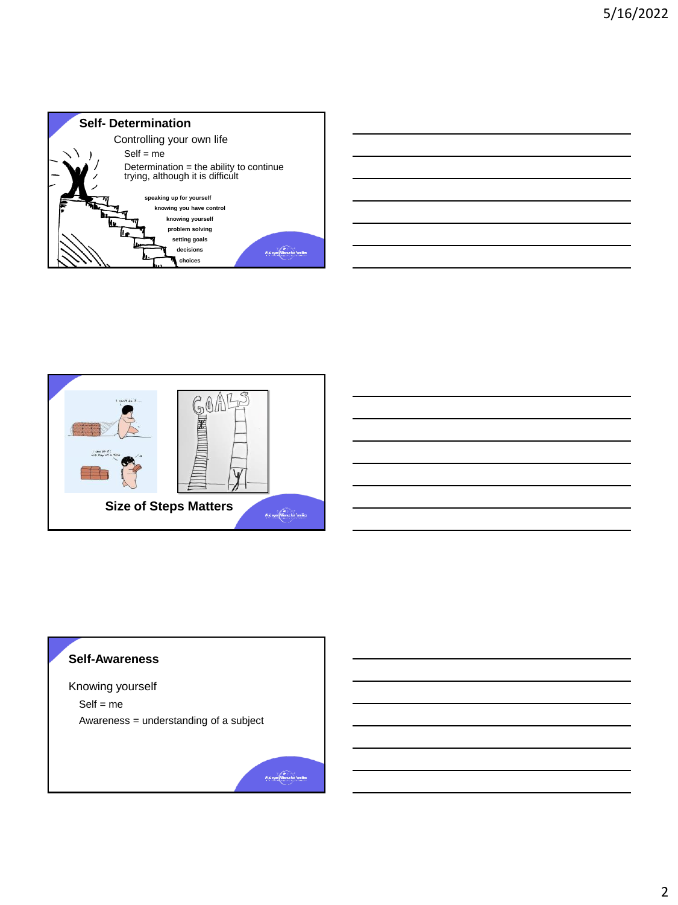## Self- Determination

Controlling your own life

Self = me

Determination = the ability to continue trying, although it is difficult

**speaking up for yourself**

**knowing you have control**

**knowing yourself**

**problem solving**

**setting goals**

**decisions**

**choices**

---

**Size of Steps Matters**

---

## Self-Awareness

Knowing yourself

Self = me

Awareness = understanding of a subject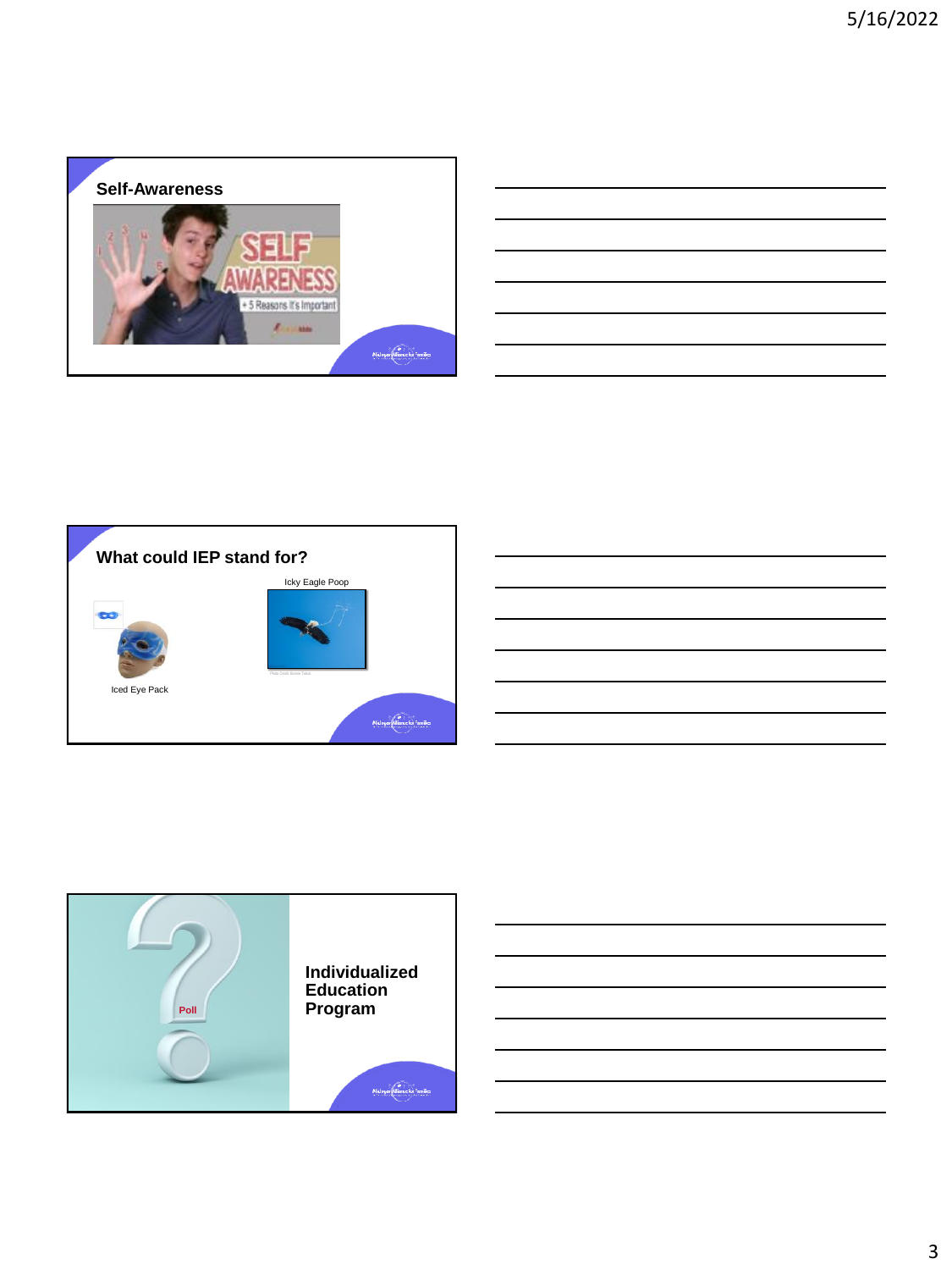## Self-Awareness

## What could IEP stand for?

Icky Eagle Poop

Iced Eye Pack

Poll

**Individualized Education Program**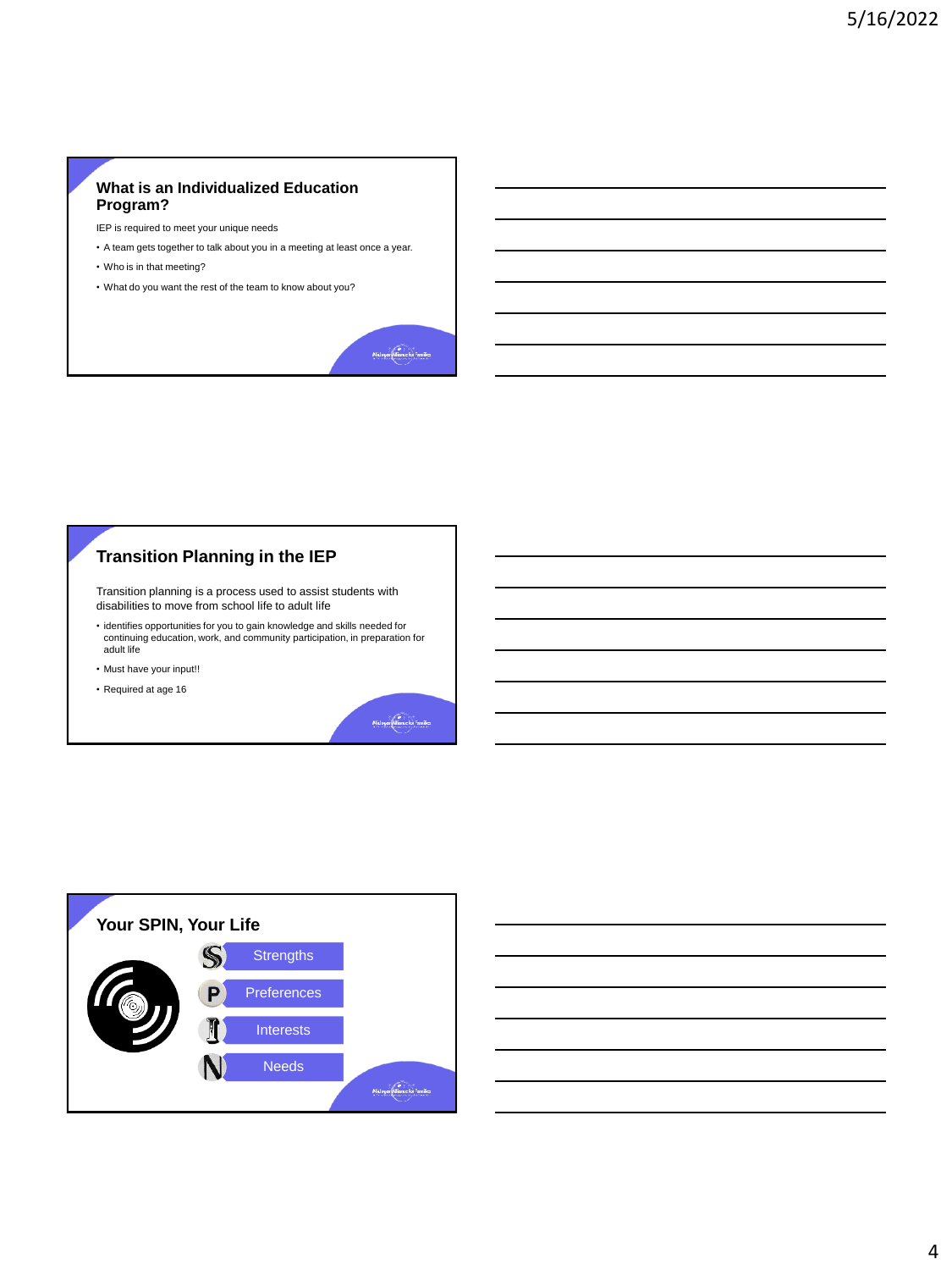## What is an Individualized Education Program?

IEP is required to meet your unique needs

- A team gets together to talk about you in a meeting at least once a year.
- Who is in that meeting?
- What do you want the rest of the team to know about you?

## Transition Planning in the IEP

Transition planning is a process used to assist students with disabilities to move from school life to adult life

- identifies opportunities for you to gain knowledge and skills needed for continuing education, work, and community participation, in preparation for adult life
- Must have your input!!
- Required at age 16

## Your SPIN, Your Life

- S – Strengths
- P – Preferences
- I – Interests
- N – Needs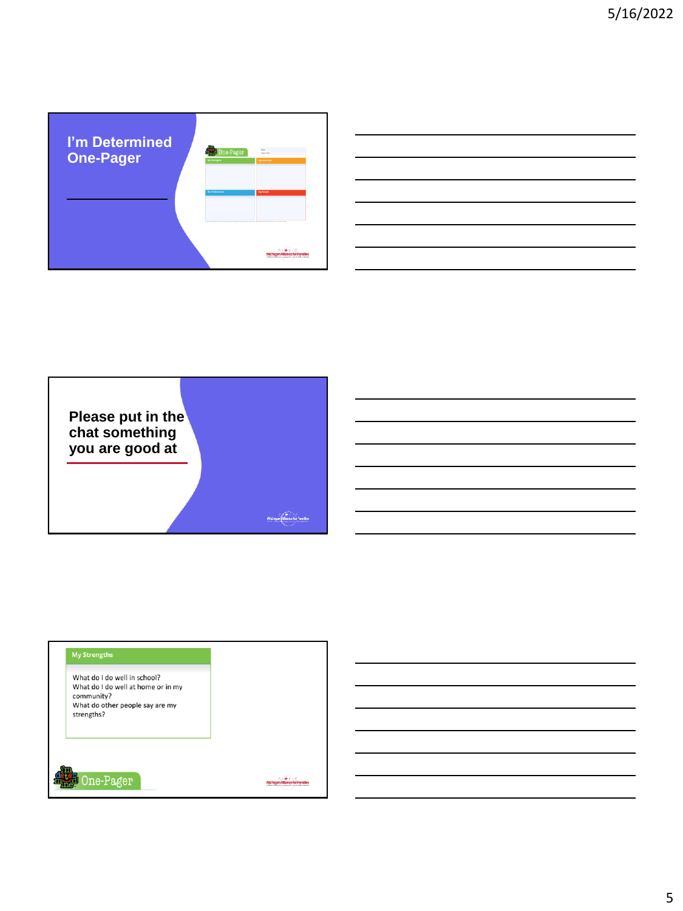# I'm Determined One-Pager

---

## Please put in the chat something you are good at

---

### My Strengths

What do I do well in school?
What do I do well at home or in my community?
What do other people say are my strengths?

One-Pager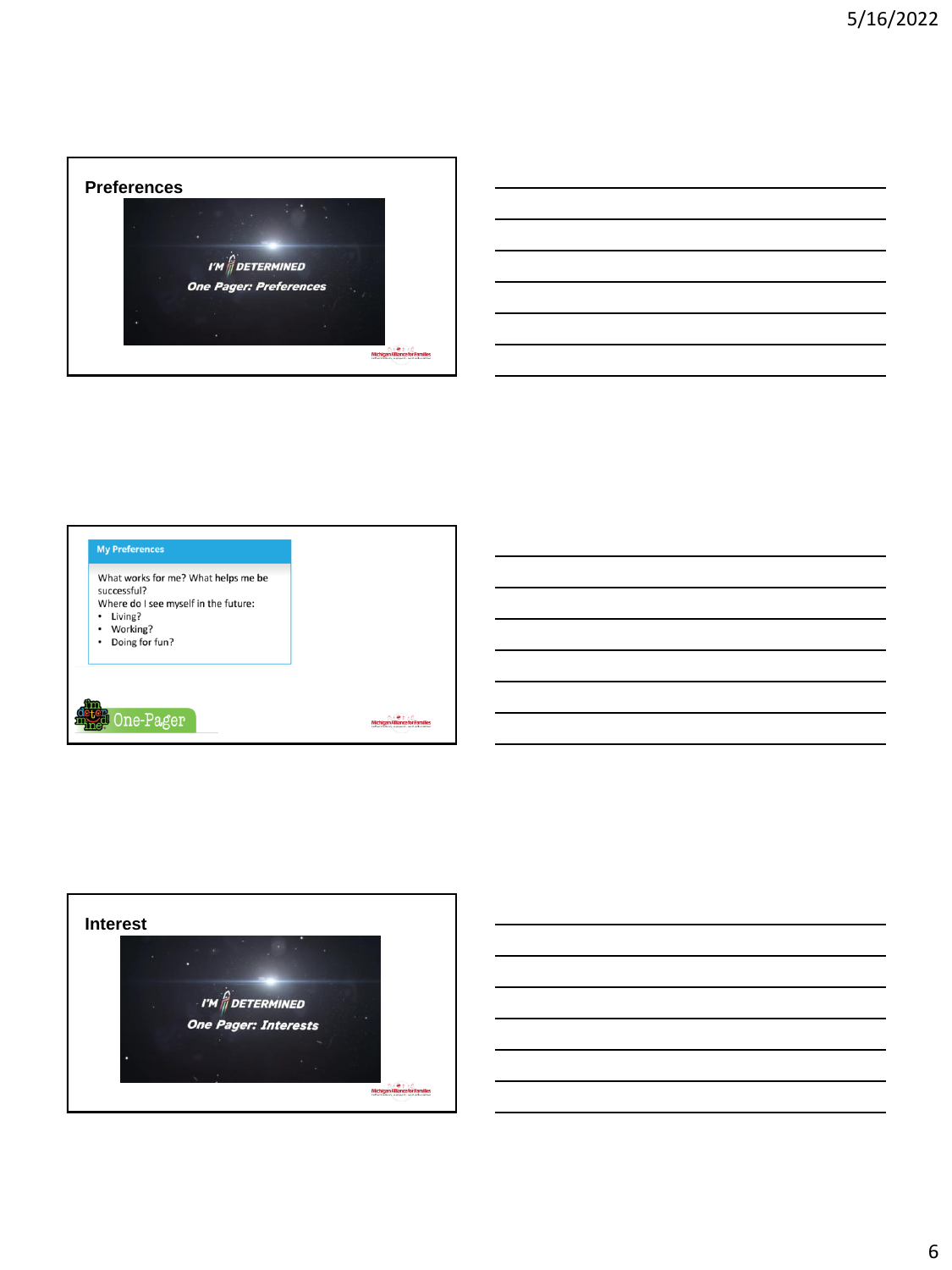## Preferences

I'M DETERMINED

One Pager: Preferences

**My Preferences**

What works for me? What helps me be successful?

Where do I see myself in the future:

- Living?
- Working?
- Doing for fun?

One-Pager

## Interest

I'M DETERMINED

One Pager: Interests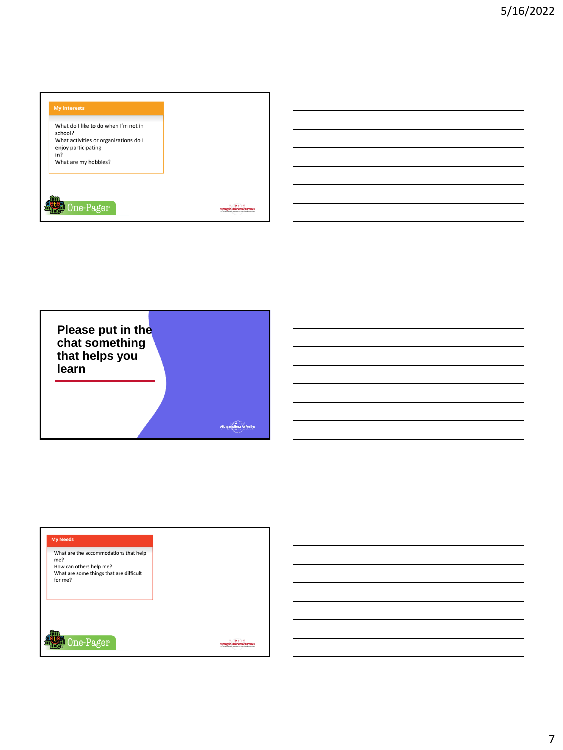**My Interests**

What do I like to do when I'm not in school?
What activities or organizations do I enjoy participating in?
What are my hobbies?

One-Pager

Michigan Alliance for Families

## Please put in the chat something that helps you learn

Michigan Alliance for Families

**My Needs**

What are the accommodations that help me?
How can others help me?
What are some things that are difficult for me?

One-Pager

Michigan Alliance for Families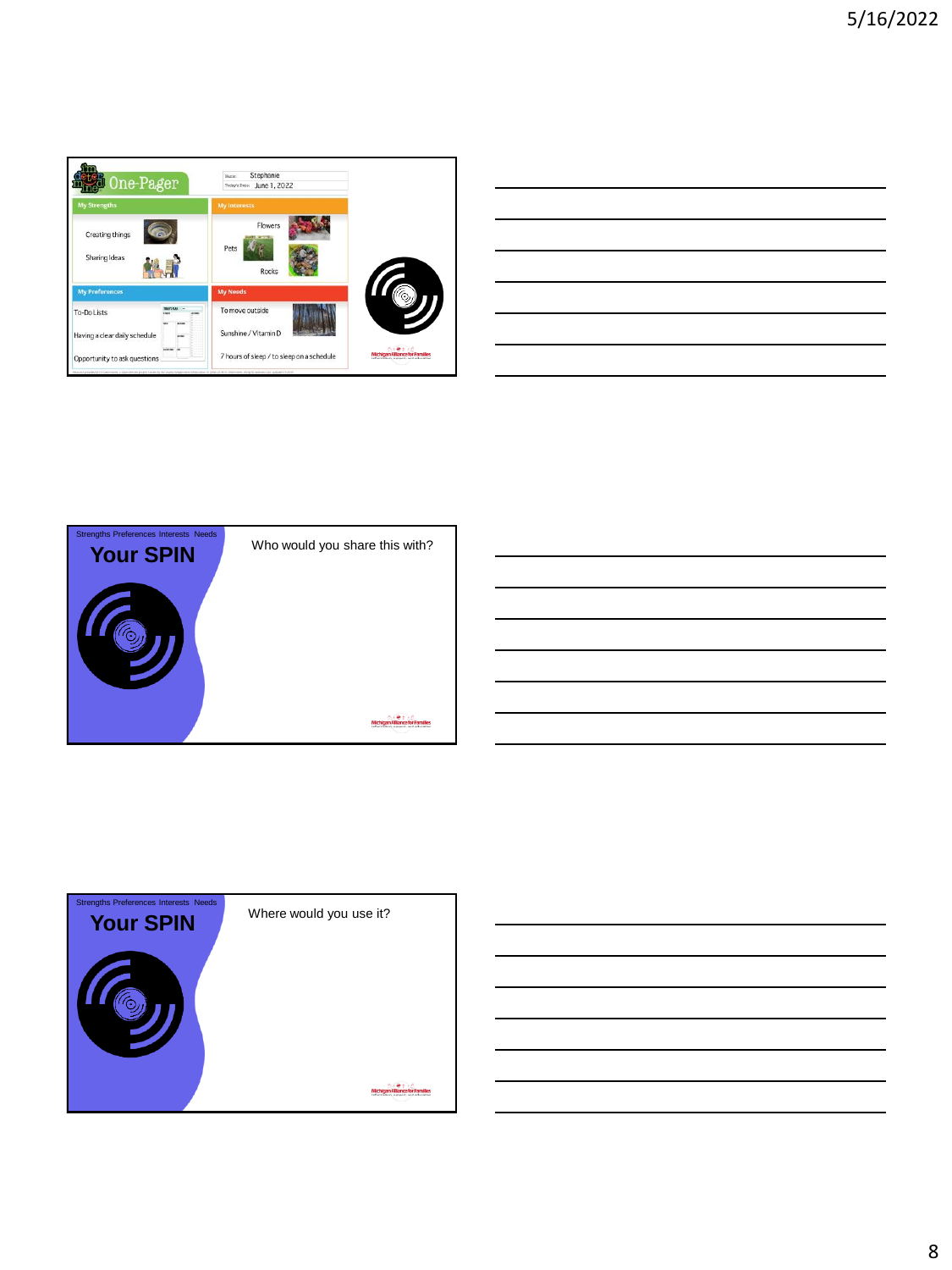## One-Pager

Name: Stephanie

Today's Date: June 1, 2022

| My Strengths | My Interests |
| --- | --- |
| Creating things | Flowers |
| Sharing Ideas | Pets |
| | Rocks |

| My Preferences | My Needs |
| --- | --- |
| To-Do Lists | To move outside |
| Having a clear daily schedule | Sunshine / Vitamin D |
| Opportunity to ask questions | 7 hours of sleep / to sleep on a schedule |

Michigan Alliance for Families

---

Strengths Preferences Interests Needs

## Your SPIN

Who would you share this with?

Michigan Alliance for Families

---

Strengths Preferences Interests Needs

## Your SPIN

Where would you use it?

Michigan Alliance for Families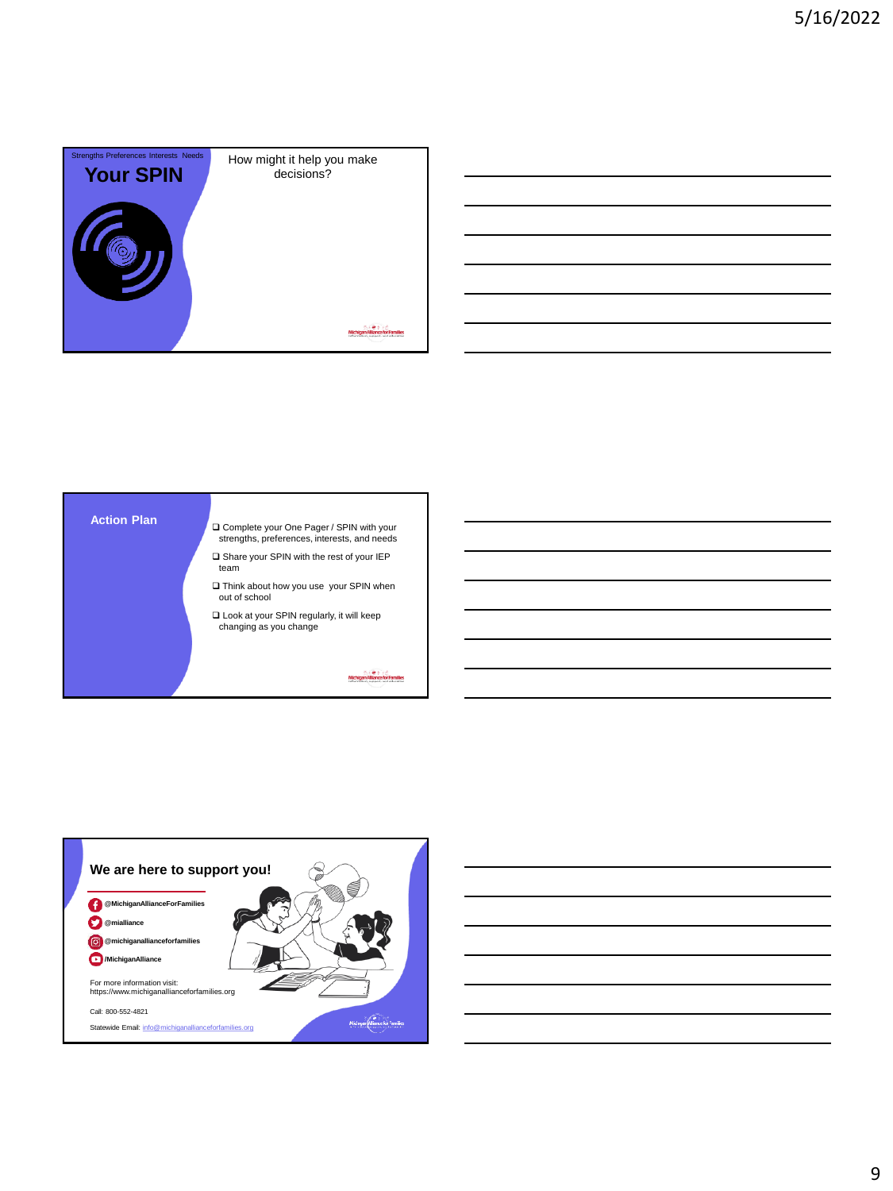Strengths Preferences Interests Needs

## Your SPIN

How might it help you make decisions?

## Action Plan

- ❑ Complete your One Pager / SPIN with your strengths, preferences, interests, and needs
- ❑ Share your SPIN with the rest of your IEP team
- ❑ Think about how you use your SPIN when out of school
- ❑ Look at your SPIN regularly, it will keep changing as you change

## We are here to support you!

- @MichiganAllianceForFamilies
- @mialliance
- @michiganallianceforfamilies
- /MichiganAlliance

For more information visit:
https://www.michiganallianceforfamilies.org

Call: 800-552-4821

Statewide Email: info@michiganallianceforfamilies.org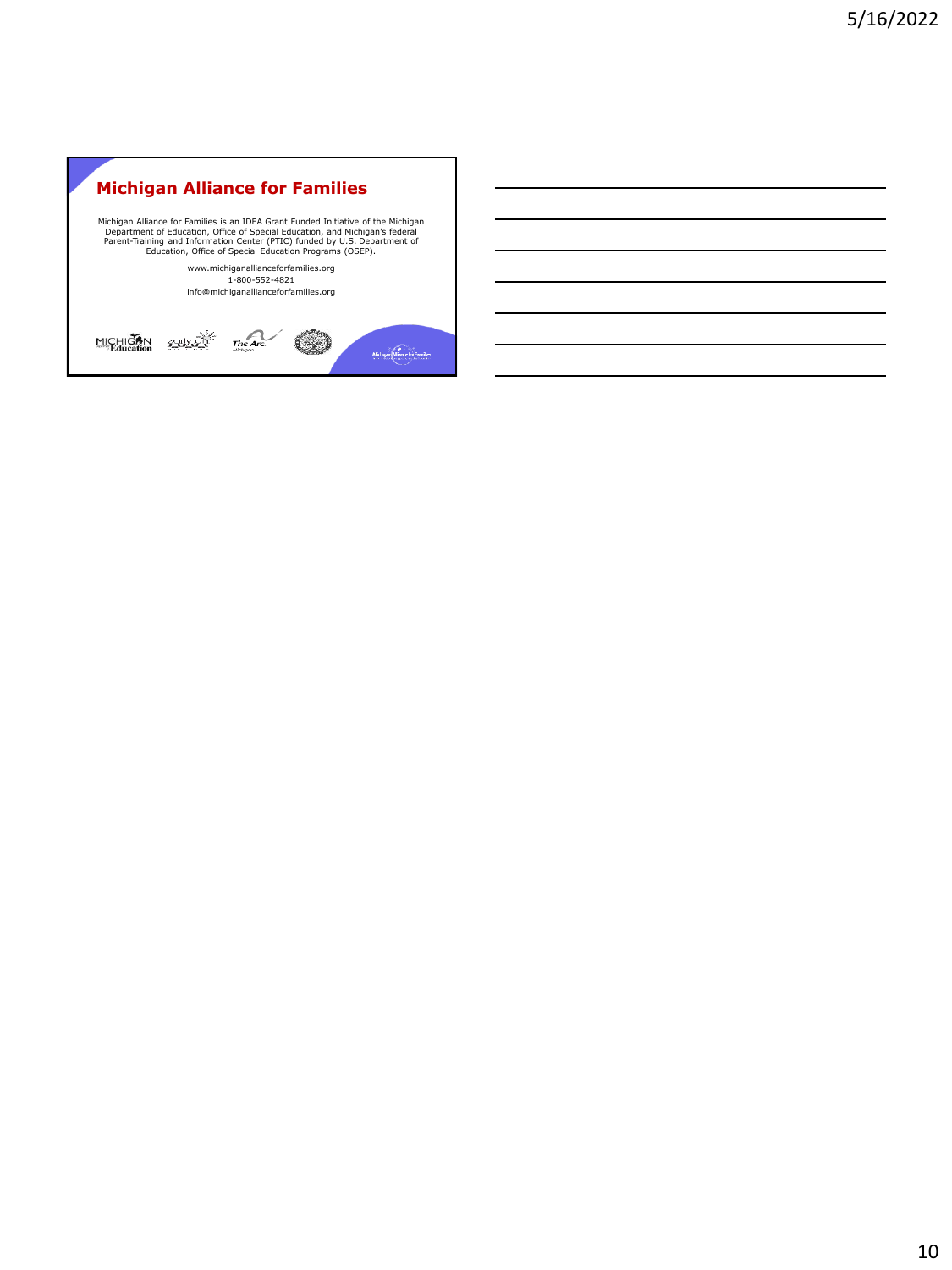## Michigan Alliance for Families

Michigan Alliance for Families is an IDEA Grant Funded Initiative of the Michigan Department of Education, Office of Special Education, and Michigan's federal Parent-Training and Information Center (PTIC) funded by U.S. Department of Education, Office of Special Education Programs (OSEP).

www.michiganallianceforfamilies.org
1-800-552-4821
info@michiganallianceforfamilies.org